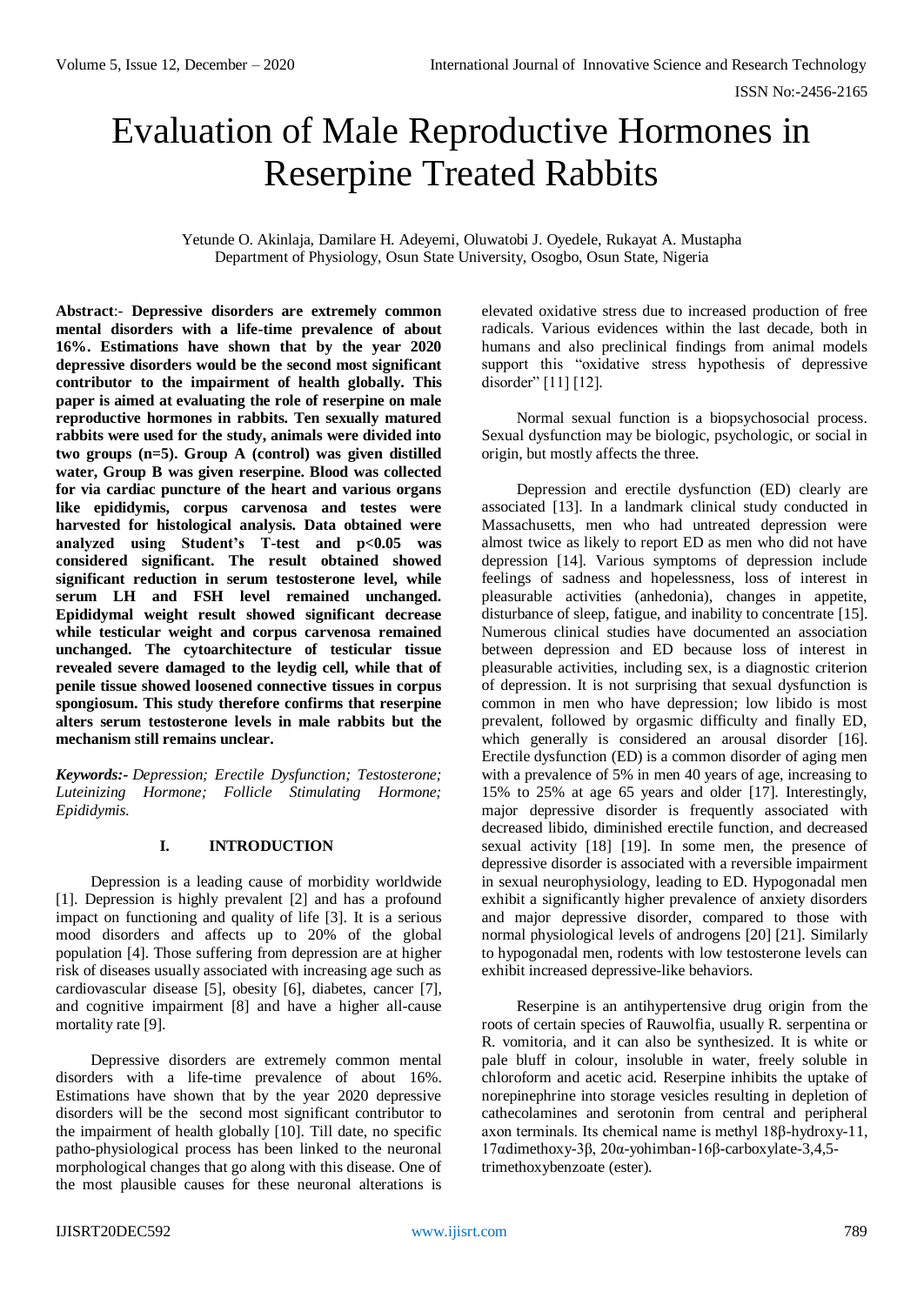# Evaluation of Male Reproductive Hormones in Reserpine Treated Rabbits

Yetunde O. Akinlaja, Damilare H. Adeyemi, Oluwatobi J. Oyedele, Rukayat A. Mustapha
Department of Physiology, Osun State University, Osogbo, Osun State, Nigeria

**Abstract**:- **Depressive disorders are extremely common mental disorders with a life-time prevalence of about 16%. Estimations have shown that by the year 2020 depressive disorders would be the second most significant contributor to the impairment of health globally. This paper is aimed at evaluating the role of reserpine on male reproductive hormones in rabbits. Ten sexually matured rabbits were used for the study, animals were divided into two groups (n=5). Group A (control) was given distilled water, Group B was given reserpine. Blood was collected for via cardiac puncture of the heart and various organs like epididymis, corpus carvenosa and testes were harvested for histological analysis. Data obtained were analyzed using Student's T-test and p<0.05 was considered significant. The result obtained showed significant reduction in serum testosterone level, while serum LH and FSH level remained unchanged. Epididymal weight result showed significant decrease while testicular weight and corpus carvenosa remained unchanged. The cytoarchitecture of testicular tissue revealed severe damaged to the leydig cell, while that of penile tissue showed loosened connective tissues in corpus spongiosum. This study therefore confirms that reserpine alters serum testosterone levels in male rabbits but the mechanism still remains unclear.**

***Keywords:-*** *Depression; Erectile Dysfunction; Testosterone; Luteinizing Hormone; Follicle Stimulating Hormone; Epididymis.*

## I. INTRODUCTION

Depression is a leading cause of morbidity worldwide [1]. Depression is highly prevalent [2] and has a profound impact on functioning and quality of life [3]. It is a serious mood disorders and affects up to 20% of the global population [4]. Those suffering from depression are at higher risk of diseases usually associated with increasing age such as cardiovascular disease [5], obesity [6], diabetes, cancer [7], and cognitive impairment [8] and have a higher all-cause mortality rate [9].

Depressive disorders are extremely common mental disorders with a life-time prevalence of about 16%. Estimations have shown that by the year 2020 depressive disorders will be the second most significant contributor to the impairment of health globally [10]. Till date, no specific patho-physiological process has been linked to the neuronal morphological changes that go along with this disease. One of the most plausible causes for these neuronal alterations is elevated oxidative stress due to increased production of free radicals. Various evidences within the last decade, both in humans and also preclinical findings from animal models support this "oxidative stress hypothesis of depressive disorder" [11] [12].

Normal sexual function is a biopsychosocial process. Sexual dysfunction may be biologic, psychologic, or social in origin, but mostly affects the three.

Depression and erectile dysfunction (ED) clearly are associated [13]. In a landmark clinical study conducted in Massachusetts, men who had untreated depression were almost twice as likely to report ED as men who did not have depression [14]. Various symptoms of depression include feelings of sadness and hopelessness, loss of interest in pleasurable activities (anhedonia), changes in appetite, disturbance of sleep, fatigue, and inability to concentrate [15]. Numerous clinical studies have documented an association between depression and ED because loss of interest in pleasurable activities, including sex, is a diagnostic criterion of depression. It is not surprising that sexual dysfunction is common in men who have depression; low libido is most prevalent, followed by orgasmic difficulty and finally ED, which generally is considered an arousal disorder [16]. Erectile dysfunction (ED) is a common disorder of aging men with a prevalence of 5% in men 40 years of age, increasing to 15% to 25% at age 65 years and older [17]. Interestingly, major depressive disorder is frequently associated with decreased libido, diminished erectile function, and decreased sexual activity [18] [19]. In some men, the presence of depressive disorder is associated with a reversible impairment in sexual neurophysiology, leading to ED. Hypogonadal men exhibit a significantly higher prevalence of anxiety disorders and major depressive disorder, compared to those with normal physiological levels of androgens [20] [21]. Similarly to hypogonadal men, rodents with low testosterone levels can exhibit increased depressive-like behaviors.

Reserpine is an antihypertensive drug origin from the roots of certain species of Rauwolfia, usually R. serpentina or R. vomitoria, and it can also be synthesized. It is white or pale bluff in colour, insoluble in water, freely soluble in chloroform and acetic acid. Reserpine inhibits the uptake of norepinephrine into storage vesicles resulting in depletion of cathecolamines and serotonin from central and peripheral axon terminals. Its chemical name is methyl 18β-hydroxy-11, 17αdimethoxy-3β, 20α-yohimban-16β-carboxylate-3,4,5-trimethoxybenzoate (ester).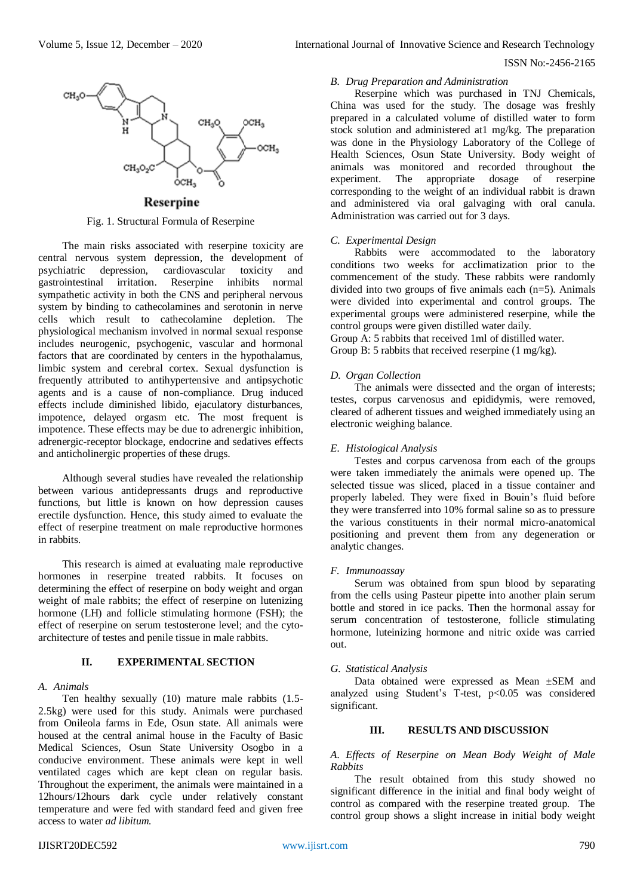Fig. 1. Structural Formula of Reserpine

The main risks associated with reserpine toxicity are central nervous system depression, the development of psychiatric depression, cardiovascular toxicity and gastrointestinal irritation. Reserpine inhibits normal sympathetic activity in both the CNS and peripheral nervous system by binding to cathecolamines and serotonin in nerve cells which result to cathecolamine depletion. The physiological mechanism involved in normal sexual response includes neurogenic, psychogenic, vascular and hormonal factors that are coordinated by centers in the hypothalamus, limbic system and cerebral cortex. Sexual dysfunction is frequently attributed to antihypertensive and antipsychotic agents and is a cause of non-compliance. Drug induced effects include diminished libido, ejaculatory disturbances, impotence, delayed orgasm etc. The most frequent is impotence. These effects may be due to adrenergic inhibition, adrenergic-receptor blockage, endocrine and sedatives effects and anticholinergic properties of these drugs.

Although several studies have revealed the relationship between various antidepressants drugs and reproductive functions, but little is known on how depression causes erectile dysfunction. Hence, this study aimed to evaluate the effect of reserpine treatment on male reproductive hormones in rabbits.

This research is aimed at evaluating male reproductive hormones in reserpine treated rabbits. It focuses on determining the effect of reserpine on body weight and organ weight of male rabbits; the effect of reserpine on lutenizing hormone (LH) and follicle stimulating hormone (FSH); the effect of reserpine on serum testosterone level; and the cyto-architecture of testes and penile tissue in male rabbits.

## II. EXPERIMENTAL SECTION

### *A. Animals*

Ten healthy sexually (10) mature male rabbits (1.5-2.5kg) were used for this study. Animals were purchased from Onileola farms in Ede, Osun state. All animals were housed at the central animal house in the Faculty of Basic Medical Sciences, Osun State University Osogbo in a conducive environment. These animals were kept in well ventilated cages which are kept clean on regular basis. Throughout the experiment, the animals were maintained in a 12hours/12hours dark cycle under relatively constant temperature and were fed with standard feed and given free access to water *ad libitum.*

### *B. Drug Preparation and Administration*

Reserpine which was purchased in TNJ Chemicals, China was used for the study. The dosage was freshly prepared in a calculated volume of distilled water to form stock solution and administered at1 mg/kg. The preparation was done in the Physiology Laboratory of the College of Health Sciences, Osun State University. Body weight of animals was monitored and recorded throughout the experiment. The appropriate dosage of reserpine corresponding to the weight of an individual rabbit is drawn and administered via oral galvaging with oral canula. Administration was carried out for 3 days.

### *C. Experimental Design*

Rabbits were accommodated to the laboratory conditions two weeks for acclimatization prior to the commencement of the study. These rabbits were randomly divided into two groups of five animals each (n=5). Animals were divided into experimental and control groups. The experimental groups were administered reserpine, while the control groups were given distilled water daily.

Group A: 5 rabbits that received 1ml of distilled water.
Group B: 5 rabbits that received reserpine (1 mg/kg).

### *D. Organ Collection*

The animals were dissected and the organ of interests; testes, corpus carvenosus and epididymis, were removed, cleared of adherent tissues and weighed immediately using an electronic weighing balance.

### *E. Histological Analysis*

Testes and corpus carvenosa from each of the groups were taken immediately the animals were opened up. The selected tissue was sliced, placed in a tissue container and properly labeled. They were fixed in Bouin's fluid before they were transferred into 10% formal saline so as to pressure the various constituents in their normal micro-anatomical positioning and prevent them from any degeneration or analytic changes.

### *F. Immunoassay*

Serum was obtained from spun blood by separating from the cells using Pasteur pipette into another plain serum bottle and stored in ice packs. Then the hormonal assay for serum concentration of testosterone, follicle stimulating hormone, luteinizing hormone and nitric oxide was carried out.

### *G. Statistical Analysis*

Data obtained were expressed as Mean ±SEM and analyzed using Student's T-test, $p<0.05$ was considered significant.

## III. RESULTS AND DISCUSSION

### *A. Effects of Reserpine on Mean Body Weight of Male Rabbits*

The result obtained from this study showed no significant difference in the initial and final body weight of control as compared with the reserpine treated group. The control group shows a slight increase in initial body weight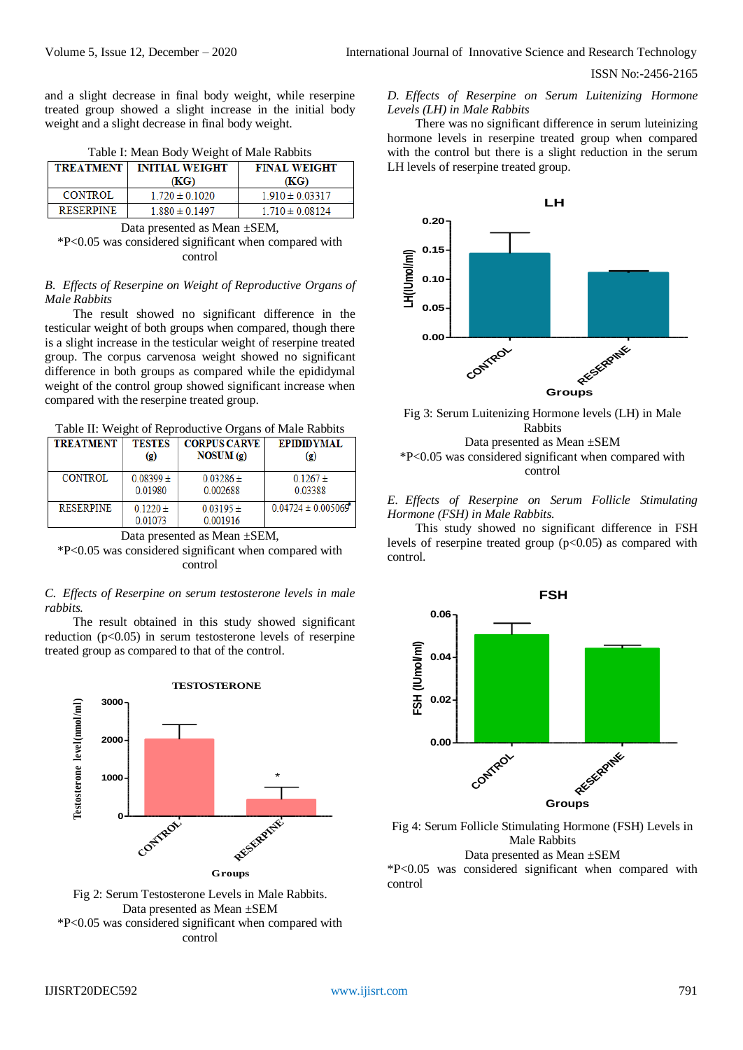and a slight decrease in final body weight, while reserpine treated group showed a slight increase in the initial body weight and a slight decrease in final body weight.

Table I: Mean Body Weight of Male Rabbits

| TREATMENT | INITIAL WEIGHT (KG) | FINAL WEIGHT (KG) |
|---|---|---|
| CONTROL | 1.720 ± 0.1020 | 1.910 ± 0.03317 |
| RESERPINE | 1.880 ± 0.1497 | 1.710 ± 0.08124 |

Data presented as Mean ±SEM,
*P<0.05 was considered significant when compared with control

*B. Effects of Reserpine on Weight of Reproductive Organs of Male Rabbits*

The result showed no significant difference in the testicular weight of both groups when compared, though there is a slight increase in the testicular weight of reserpine treated group. The corpus carvenosa weight showed no significant difference in both groups as compared while the epididymal weight of the control group showed significant increase when compared with the reserpine treated group.

Table II: Weight of Reproductive Organs of Male Rabbits

| TREATMENT | TESTES (g) | CORPUS CARVE NOSUM (g) | EPIDIDYMAL (g) |
|---|---|---|---|
| CONTROL | 0.08399 ± 0.01980 | 0.03286 ± 0.002688 | 0.1267 ± 0.03388 |
| RESERPINE | 0.1220 ± 0.01073 | 0.03195 ± 0.001916 | 0.04724 ± 0.005069* |

Data presented as Mean ±SEM,
*P<0.05 was considered significant when compared with control

*C. Effects of Reserpine on serum testosterone levels in male rabbits.*

The result obtained in this study showed significant reduction (p<0.05) in serum testosterone levels of reserpine treated group as compared to that of the control.

Fig 2: Serum Testosterone Levels in Male Rabbits.
Data presented as Mean ±SEM
*P<0.05 was considered significant when compared with control

*D. Effects of Reserpine on Serum Luitenizing Hormone Levels (LH) in Male Rabbits*

There was no significant difference in serum luteinizing hormone levels in reserpine treated group when compared with the control but there is a slight reduction in the serum LH levels of reserpine treated group.

Fig 3: Serum Luitenizing Hormone levels (LH) in Male Rabbits
Data presented as Mean ±SEM
*P<0.05 was considered significant when compared with control

*E. Effects of Reserpine on Serum Follicle Stimulating Hormone (FSH) in Male Rabbits.*

This study showed no significant difference in FSH levels of reserpine treated group (p<0.05) as compared with control.

Fig 4: Serum Follicle Stimulating Hormone (FSH) Levels in Male Rabbits
Data presented as Mean ±SEM
*P<0.05 was considered significant when compared with control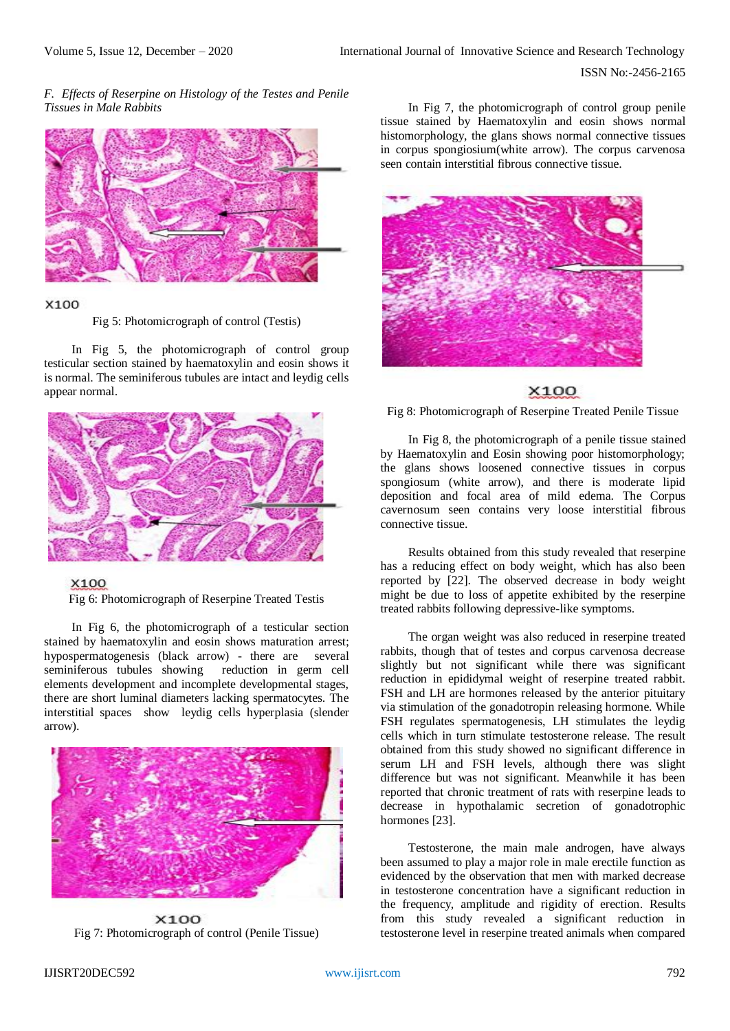*F. Effects of Reserpine on Histology of the Testes and Penile Tissues in Male Rabbits*

X100

Fig 5: Photomicrograph of control (Testis)

In Fig 5, the photomicrograph of control group testicular section stained by haematoxylin and eosin shows it is normal. The seminiferous tubules are intact and leydig cells appear normal.

X100

Fig 6: Photomicrograph of Reserpine Treated Testis

In Fig 6, the photomicrograph of a testicular section stained by haematoxylin and eosin shows maturation arrest; hypospermatogenesis (black arrow) - there are several seminiferous tubules showing reduction in germ cell elements development and incomplete developmental stages, there are short luminal diameters lacking spermatocytes. The interstitial spaces show leydig cells hyperplasia (slender arrow).

X100

Fig 7: Photomicrograph of control (Penile Tissue)

In Fig 7, the photomicrograph of control group penile tissue stained by Haematoxylin and eosin shows normal histomorphology, the glans shows normal connective tissues in corpus spongiosium(white arrow). The corpus carvenosa seen contain interstitial fibrous connective tissue.

X100

Fig 8: Photomicrograph of Reserpine Treated Penile Tissue

In Fig 8, the photomicrograph of a penile tissue stained by Haematoxylin and Eosin showing poor histomorphology; the glans shows loosened connective tissues in corpus spongiosum (white arrow), and there is moderate lipid deposition and focal area of mild edema. The Corpus cavernosum seen contains very loose interstitial fibrous connective tissue.

Results obtained from this study revealed that reserpine has a reducing effect on body weight, which has also been reported by [22]. The observed decrease in body weight might be due to loss of appetite exhibited by the reserpine treated rabbits following depressive-like symptoms.

The organ weight was also reduced in reserpine treated rabbits, though that of testes and corpus carvenosa decrease slightly but not significant while there was significant reduction in epididymal weight of reserpine treated rabbit. FSH and LH are hormones released by the anterior pituitary via stimulation of the gonadotropin releasing hormone. While FSH regulates spermatogenesis, LH stimulates the leydig cells which in turn stimulate testosterone release. The result obtained from this study showed no significant difference in serum LH and FSH levels, although there was slight difference but was not significant. Meanwhile it has been reported that chronic treatment of rats with reserpine leads to decrease in hypothalamic secretion of gonadotrophic hormones [23].

Testosterone, the main male androgen, have always been assumed to play a major role in male erectile function as evidenced by the observation that men with marked decrease in testosterone concentration have a significant reduction in the frequency, amplitude and rigidity of erection. Results from this study revealed a significant reduction in testosterone level in reserpine treated animals when compared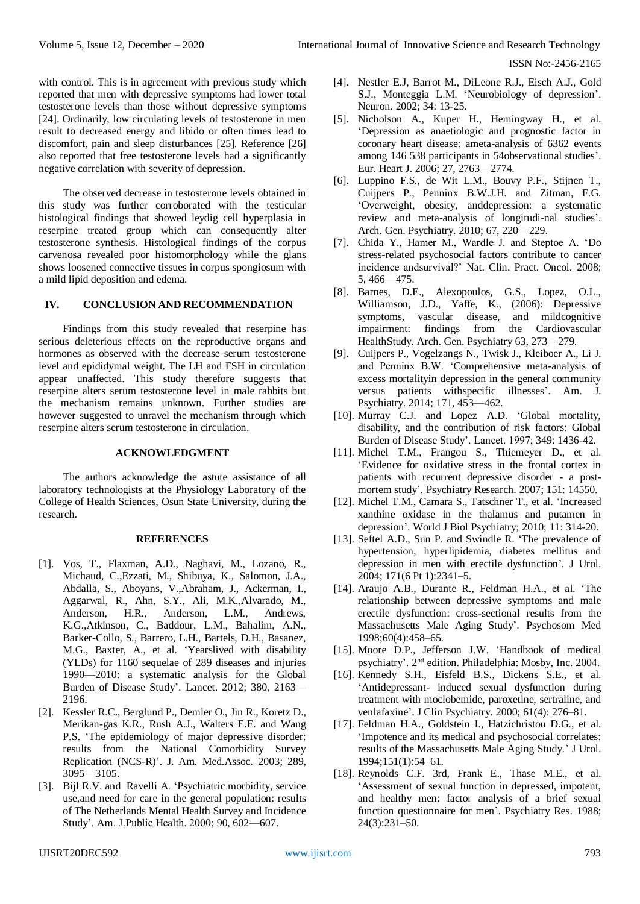with control. This is in agreement with previous study which reported that men with depressive symptoms had lower total testosterone levels than those without depressive symptoms [24]. Ordinarily, low circulating levels of testosterone in men result to decreased energy and libido or often times lead to discomfort, pain and sleep disturbances [25]. Reference [26] also reported that free testosterone levels had a significantly negative correlation with severity of depression.

The observed decrease in testosterone levels obtained in this study was further corroborated with the testicular histological findings that showed leydig cell hyperplasia in reserpine treated group which can consequently alter testosterone synthesis. Histological findings of the corpus carvenosa revealed poor histomorphology while the glans shows loosened connective tissues in corpus spongiosum with a mild lipid deposition and edema.

## IV. CONCLUSION AND RECOMMENDATION

Findings from this study revealed that reserpine has serious deleterious effects on the reproductive organs and hormones as observed with the decrease serum testosterone level and epididymal weight. The LH and FSH in circulation appear unaffected. This study therefore suggests that reserpine alters serum testosterone level in male rabbits but the mechanism remains unknown. Further studies are however suggested to unravel the mechanism through which reserpine alters serum testosterone in circulation.

## ACKNOWLEDGMENT

The authors acknowledge the astute assistance of all laboratory technologists at the Physiology Laboratory of the College of Health Sciences, Osun State University, during the research.

## REFERENCES

- [1]. Vos, T., Flaxman, A.D., Naghavi, M., Lozano, R., Michaud, C.,Ezzati, M., Shibuya, K., Salomon, J.A., Abdalla, S., Aboyans, V.,Abraham, J., Ackerman, I., Aggarwal, R., Ahn, S.Y., Ali, M.K.,Alvarado, M., Anderson, H.R., Anderson, L.M., Andrews, K.G.,Atkinson, C., Baddour, L.M., Bahalim, A.N., Barker-Collo, S., Barrero, L.H., Bartels, D.H., Basanez, M.G., Baxter, A., et al. 'Yearslived with disability (YLDs) for 1160 sequelae of 289 diseases and injuries 1990—2010: a systematic analysis for the Global Burden of Disease Study'. Lancet. 2012; 380, 2163—2196.
- [2]. Kessler R.C., Berglund P., Demler O., Jin R., Koretz D., Merikan-gas K.R., Rush A.J., Walters E.E. and Wang P.S. 'The epidemiology of major depressive disorder: results from the National Comorbidity Survey Replication (NCS-R)'. J. Am. Med.Assoc. 2003; 289, 3095—3105.
- [3]. Bijl R.V. and Ravelli A. 'Psychiatric morbidity, service use,and need for care in the general population: results of The Netherlands Mental Health Survey and Incidence Study'. Am. J.Public Health. 2000; 90, 602—607.
- [4]. Nestler E.J, Barrot M., DiLeone R.J., Eisch A.J., Gold S.J., Monteggia L.M. 'Neurobiology of depression'. Neuron. 2002; 34: 13-25.
- [5]. Nicholson A., Kuper H., Hemingway H., et al. 'Depression as anaetiologic and prognostic factor in coronary heart disease: ameta-analysis of 6362 events among 146 538 participants in 54observational studies'. Eur. Heart J. 2006; 27, 2763—2774.
- [6]. Luppino F.S., de Wit L.M., Bouvy P.F., Stijnen T., Cuijpers P., Penninx B.W.J.H. and Zitman, F.G. 'Overweight, obesity, anddepression: a systematic review and meta-analysis of longitudi-nal studies'. Arch. Gen. Psychiatry. 2010; 67, 220—229.
- [7]. Chida Y., Hamer M., Wardle J. and Steptoe A. 'Do stress-related psychosocial factors contribute to cancer incidence andsurvival?' Nat. Clin. Pract. Oncol. 2008; 5, 466—475.
- [8]. Barnes, D.E., Alexopoulos, G.S., Lopez, O.L., Williamson, J.D., Yaffe, K., (2006): Depressive symptoms, vascular disease, and mildcognitive impairment: findings from the Cardiovascular HealthStudy. Arch. Gen. Psychiatry 63, 273—279.
- [9]. Cuijpers P., Vogelzangs N., Twisk J., Kleiboer A., Li J. and Penninx B.W. 'Comprehensive meta-analysis of excess mortalityin depression in the general community versus patients withspecific illnesses'. Am. J. Psychiatry. 2014; 171, 453—462.
- [10]. Murray C.J. and Lopez A.D. 'Global mortality, disability, and the contribution of risk factors: Global Burden of Disease Study'. Lancet. 1997; 349: 1436-42.
- [11]. Michel T.M., Frangou S., Thiemeyer D., et al. 'Evidence for oxidative stress in the frontal cortex in patients with recurrent depressive disorder - a post-mortem study'. Psychiatry Research. 2007; 151: 14550.
- [12]. Michel T.M., Camara S., Tatschner T., et al. 'Increased xanthine oxidase in the thalamus and putamen in depression'. World J Biol Psychiatry; 2010; 11: 314-20.
- [13]. Seftel A.D., Sun P. and Swindle R. 'The prevalence of hypertension, hyperlipidemia, diabetes mellitus and depression in men with erectile dysfunction'. J Urol. 2004; 171(6 Pt 1):2341–5.
- [14]. Araujo A.B., Durante R., Feldman H.A., et al. 'The relationship between depressive symptoms and male erectile dysfunction: cross-sectional results from the Massachusetts Male Aging Study'. Psychosom Med 1998;60(4):458–65.
- [15]. Moore D.P., Jefferson J.W. 'Handbook of medical psychiatry'. 2nd edition. Philadelphia: Mosby, Inc. 2004.
- [16]. Kennedy S.H., Eisfeld B.S., Dickens S.E., et al. 'Antidepressant- induced sexual dysfunction during treatment with moclobemide, paroxetine, sertraline, and venlafaxine'. J Clin Psychiatry. 2000; 61(4): 276–81.
- [17]. Feldman H.A., Goldstein I., Hatzichristou D.G., et al. 'Impotence and its medical and psychosocial correlates: results of the Massachusetts Male Aging Study.' J Urol. 1994;151(1):54–61.
- [18]. Reynolds C.F. 3rd, Frank E., Thase M.E., et al. 'Assessment of sexual function in depressed, impotent, and healthy men: factor analysis of a brief sexual function questionnaire for men'. Psychiatry Res. 1988; 24(3):231–50.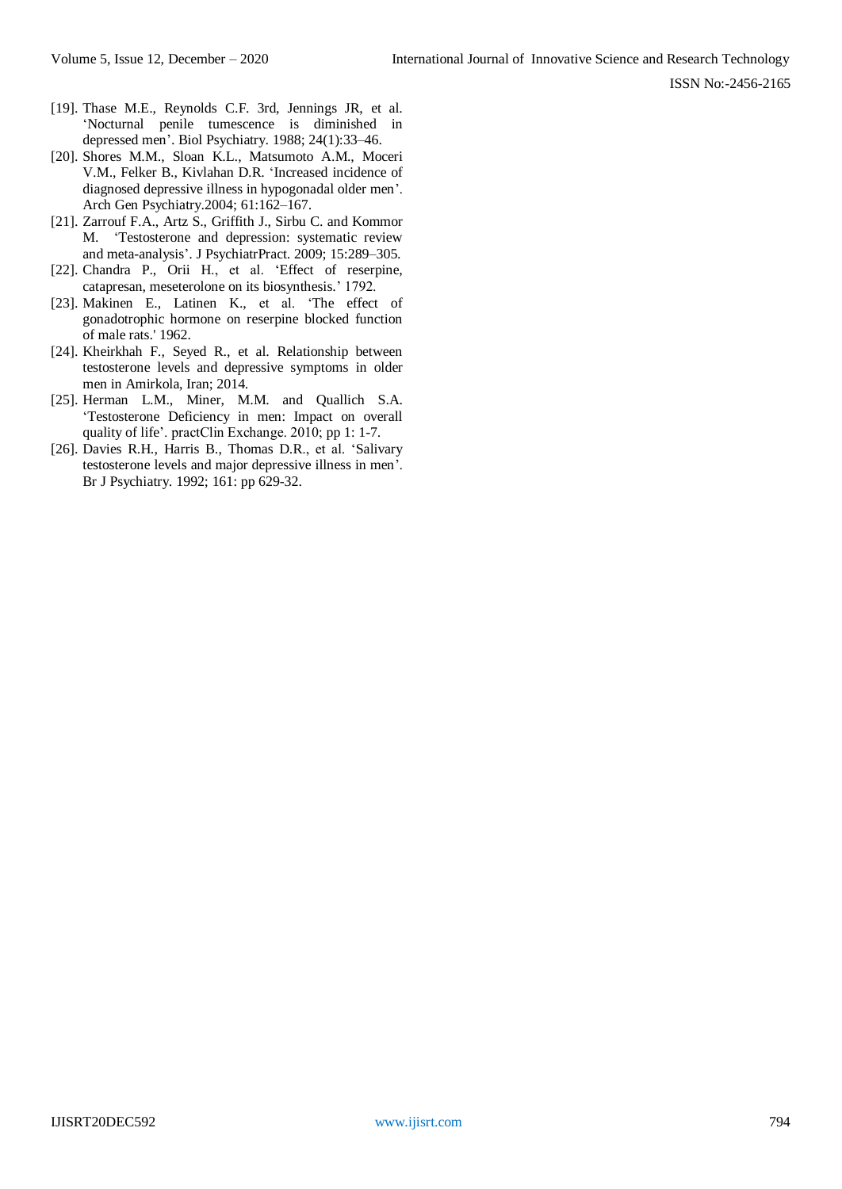[19]. Thase M.E., Reynolds C.F. 3rd, Jennings JR, et al. 'Nocturnal penile tumescence is diminished in depressed men'. Biol Psychiatry. 1988; 24(1):33–46.

[20]. Shores M.M., Sloan K.L., Matsumoto A.M., Moceri V.M., Felker B., Kivlahan D.R. 'Increased incidence of diagnosed depressive illness in hypogonadal older men'. Arch Gen Psychiatry.2004; 61:162–167.

[21]. Zarrouf F.A., Artz S., Griffith J., Sirbu C. and Kommor M. 'Testosterone and depression: systematic review and meta-analysis'. J PsychiatrPract. 2009; 15:289–305.

[22]. Chandra P., Orii H., et al. 'Effect of reserpine, catapresan, meseterolone on its biosynthesis.' 1792.

[23]. Makinen E., Latinen K., et al. 'The effect of gonadotrophic hormone on reserpine blocked function of male rats.' 1962.

[24]. Kheirkhah F., Seyed R., et al. Relationship between testosterone levels and depressive symptoms in older men in Amirkola, Iran; 2014.

[25]. Herman L.M., Miner, M.M. and Quallich S.A. 'Testosterone Deficiency in men: Impact on overall quality of life'. practClin Exchange. 2010; pp 1: 1-7.

[26]. Davies R.H., Harris B., Thomas D.R., et al. 'Salivary testosterone levels and major depressive illness in men'. Br J Psychiatry. 1992; 161: pp 629-32.